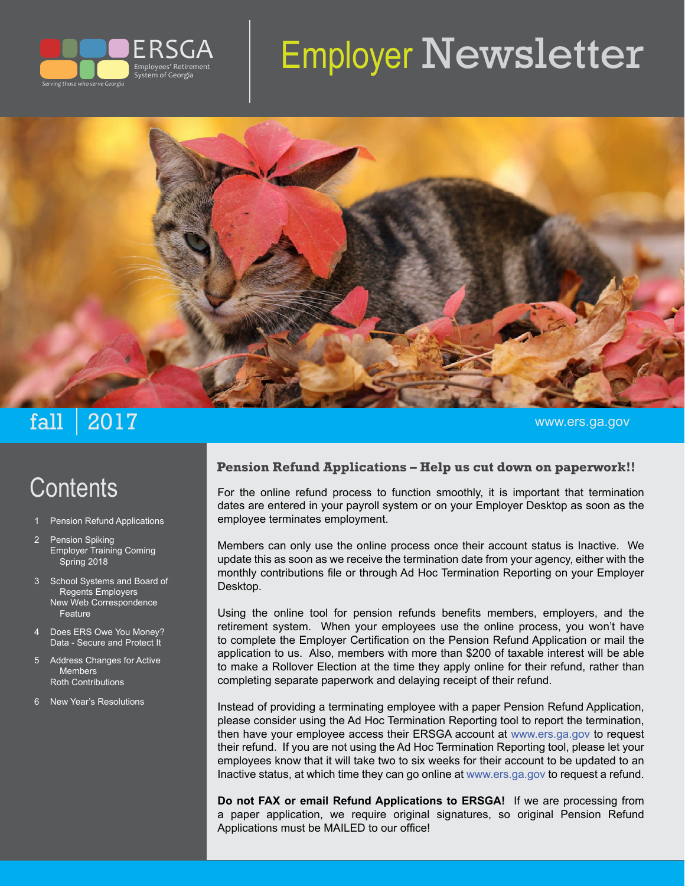ERSGA Employees' Retirement System of Georgia

*Serving those who serve Georgia*

# Employer Newsletter

fall | 2017

www.ers.ga.gov

## Contents

1. Pension Refund Applications
2. Pension Spiking
   Employer Training Coming Spring 2018
3. School Systems and Board of Regents Employers
   New Web Correspondence Feature
4. Does ERS Owe You Money?
   Data - Secure and Protect It
5. Address Changes for Active Members
   Roth Contributions
6. New Year's Resolutions

## Pension Refund Applications – Help us cut down on paperwork!!

For the online refund process to function smoothly, it is important that termination dates are entered in your payroll system or on your Employer Desktop as soon as the employee terminates employment.

Members can only use the online process once their account status is Inactive. We update this as soon as we receive the termination date from your agency, either with the monthly contributions file or through Ad Hoc Termination Reporting on your Employer Desktop.

Using the online tool for pension refunds benefits members, employers, and the retirement system. When your employees use the online process, you won't have to complete the Employer Certification on the Pension Refund Application or mail the application to us. Also, members with more than $200 of taxable interest will be able to make a Rollover Election at the time they apply online for their refund, rather than completing separate paperwork and delaying receipt of their refund.

Instead of providing a terminating employee with a paper Pension Refund Application, please consider using the Ad Hoc Termination Reporting tool to report the termination, then have your employee access their ERSGA account at www.ers.ga.gov to request their refund. If you are not using the Ad Hoc Termination Reporting tool, please let your employees know that it will take two to six weeks for their account to be updated to an Inactive status, at which time they can go online at www.ers.ga.gov to request a refund.

**Do not FAX or email Refund Applications to ERSGA!** If we are processing from a paper application, we require original signatures, so original Pension Refund Applications must be MAILED to our office!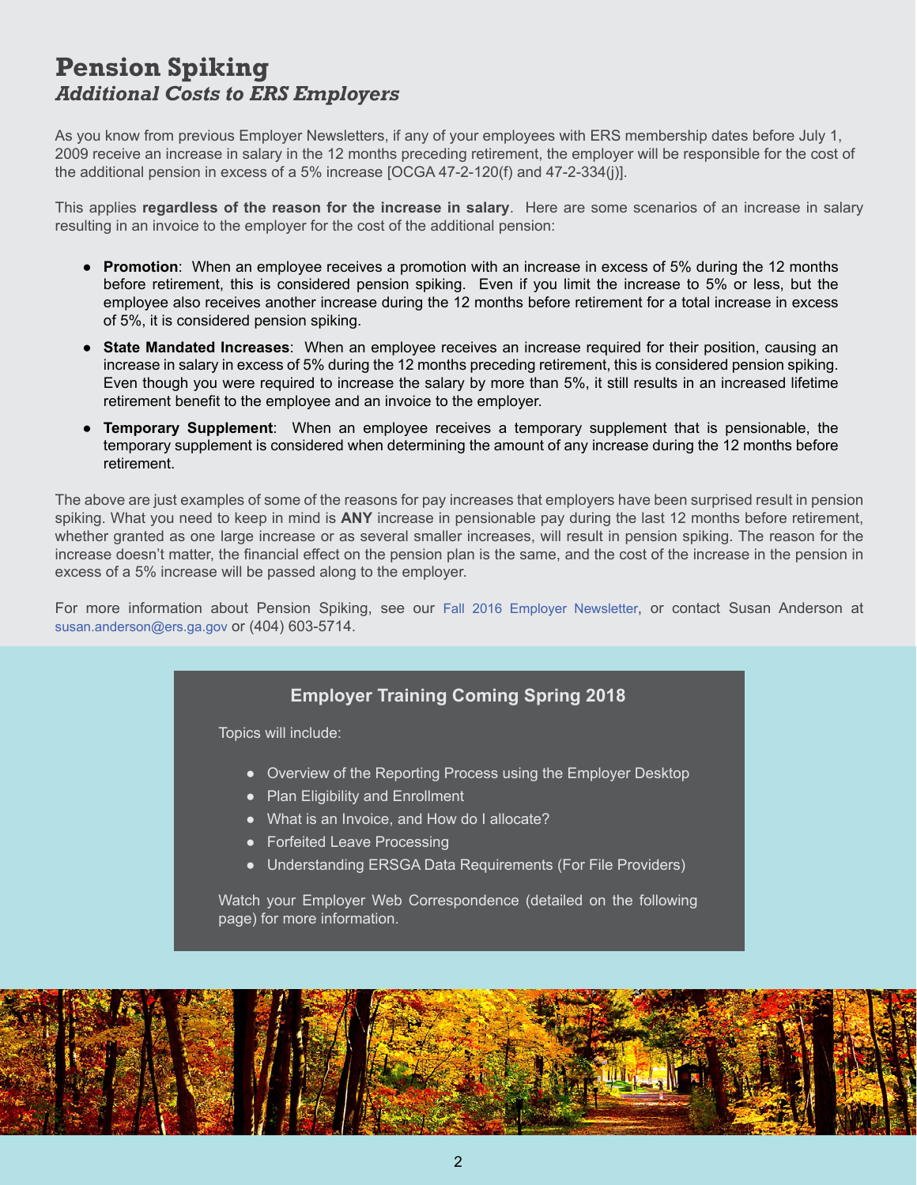# Pension Spiking

## *Additional Costs to ERS Employers*

As you know from previous Employer Newsletters, if any of your employees with ERS membership dates before July 1, 2009 receive an increase in salary in the 12 months preceding retirement, the employer will be responsible for the cost of the additional pension in excess of a 5% increase [OCGA 47-2-120(f) and 47-2-334(j)].

This applies **regardless of the reason for the increase in salary**. Here are some scenarios of an increase in salary resulting in an invoice to the employer for the cost of the additional pension:

- **Promotion**: When an employee receives a promotion with an increase in excess of 5% during the 12 months before retirement, this is considered pension spiking. Even if you limit the increase to 5% or less, but the employee also receives another increase during the 12 months before retirement for a total increase in excess of 5%, it is considered pension spiking.
- **State Mandated Increases**: When an employee receives an increase required for their position, causing an increase in salary in excess of 5% during the 12 months preceding retirement, this is considered pension spiking. Even though you were required to increase the salary by more than 5%, it still results in an increased lifetime retirement benefit to the employee and an invoice to the employer.
- **Temporary Supplement**: When an employee receives a temporary supplement that is pensionable, the temporary supplement is considered when determining the amount of any increase during the 12 months before retirement.

The above are just examples of some of the reasons for pay increases that employers have been surprised result in pension spiking. What you need to keep in mind is **ANY** increase in pensionable pay during the last 12 months before retirement, whether granted as one large increase or as several smaller increases, will result in pension spiking. The reason for the increase doesn't matter, the financial effect on the pension plan is the same, and the cost of the increase in the pension in excess of a 5% increase will be passed along to the employer.

For more information about Pension Spiking, see our Fall 2016 Employer Newsletter, or contact Susan Anderson at susan.anderson@ers.ga.gov or (404) 603-5714.

### Employer Training Coming Spring 2018

Topics will include:

- Overview of the Reporting Process using the Employer Desktop
- Plan Eligibility and Enrollment
- What is an Invoice, and How do I allocate?
- Forfeited Leave Processing
- Understanding ERSGA Data Requirements (For File Providers)

Watch your Employer Web Correspondence (detailed on the following page) for more information.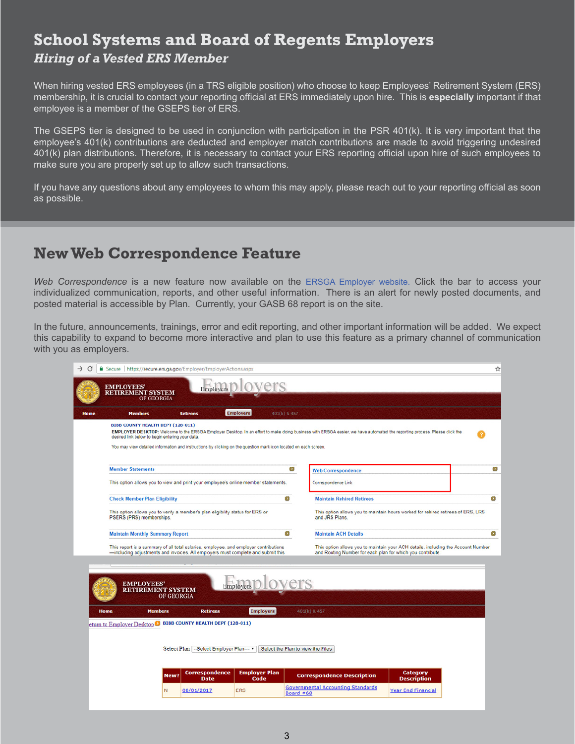# School Systems and Board of Regents Employers

## *Hiring of a Vested ERS Member*

When hiring vested ERS employees (in a TRS eligible position) who choose to keep Employees' Retirement System (ERS) membership, it is crucial to contact your reporting official at ERS immediately upon hire. This is **especially** important if that employee is a member of the GSEPS tier of ERS.

The GSEPS tier is designed to be used in conjunction with participation in the PSR 401(k). It is very important that the employee's 401(k) contributions are deducted and employer match contributions are made to avoid triggering undesired 401(k) plan distributions. Therefore, it is necessary to contact your ERS reporting official upon hire of such employees to make sure you are properly set up to allow such transactions.

If you have any questions about any employees to whom this may apply, please reach out to your reporting official as soon as possible.

# New Web Correspondence Feature

*Web Correspondence* is a new feature now available on the ERSGA Employer website. Click the bar to access your individualized communication, reports, and other useful information. There is an alert for newly posted documents, and posted material is accessible by Plan. Currently, your GASB 68 report is on the site.

In the future, announcements, trainings, error and edit reporting, and other important information will be added. We expect this capability to expand to become more interactive and plan to use this feature as a primary channel of communication with you as employers.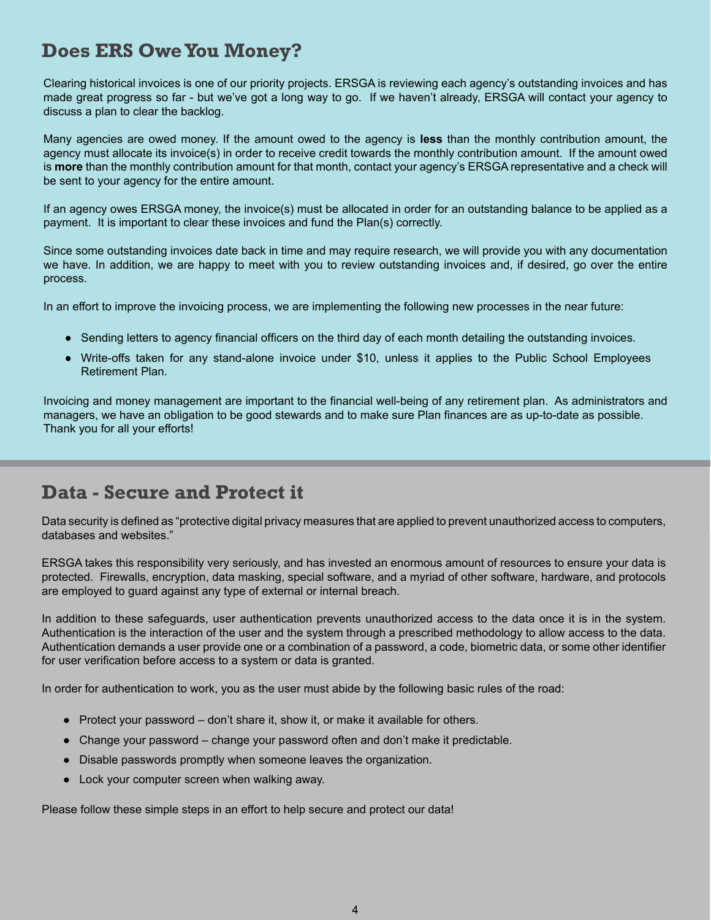## Does ERS Owe You Money?

Clearing historical invoices is one of our priority projects. ERSGA is reviewing each agency's outstanding invoices and has made great progress so far - but we've got a long way to go. If we haven't already, ERSGA will contact your agency to discuss a plan to clear the backlog.

Many agencies are owed money. If the amount owed to the agency is **less** than the monthly contribution amount, the agency must allocate its invoice(s) in order to receive credit towards the monthly contribution amount. If the amount owed is **more** than the monthly contribution amount for that month, contact your agency's ERSGA representative and a check will be sent to your agency for the entire amount.

If an agency owes ERSGA money, the invoice(s) must be allocated in order for an outstanding balance to be applied as a payment. It is important to clear these invoices and fund the Plan(s) correctly.

Since some outstanding invoices date back in time and may require research, we will provide you with any documentation we have. In addition, we are happy to meet with you to review outstanding invoices and, if desired, go over the entire process.

In an effort to improve the invoicing process, we are implementing the following new processes in the near future:

- Sending letters to agency financial officers on the third day of each month detailing the outstanding invoices.
- Write-offs taken for any stand-alone invoice under $10, unless it applies to the Public School Employees Retirement Plan.

Invoicing and money management are important to the financial well-being of any retirement plan. As administrators and managers, we have an obligation to be good stewards and to make sure Plan finances are as up-to-date as possible. Thank you for all your efforts!

## Data - Secure and Protect it

Data security is defined as "protective digital privacy measures that are applied to prevent unauthorized access to computers, databases and websites."

ERSGA takes this responsibility very seriously, and has invested an enormous amount of resources to ensure your data is protected. Firewalls, encryption, data masking, special software, and a myriad of other software, hardware, and protocols are employed to guard against any type of external or internal breach.

In addition to these safeguards, user authentication prevents unauthorized access to the data once it is in the system. Authentication is the interaction of the user and the system through a prescribed methodology to allow access to the data. Authentication demands a user provide one or a combination of a password, a code, biometric data, or some other identifier for user verification before access to a system or data is granted.

In order for authentication to work, you as the user must abide by the following basic rules of the road:

- Protect your password – don't share it, show it, or make it available for others.
- Change your password – change your password often and don't make it predictable.
- Disable passwords promptly when someone leaves the organization.
- Lock your computer screen when walking away.

Please follow these simple steps in an effort to help secure and protect our data!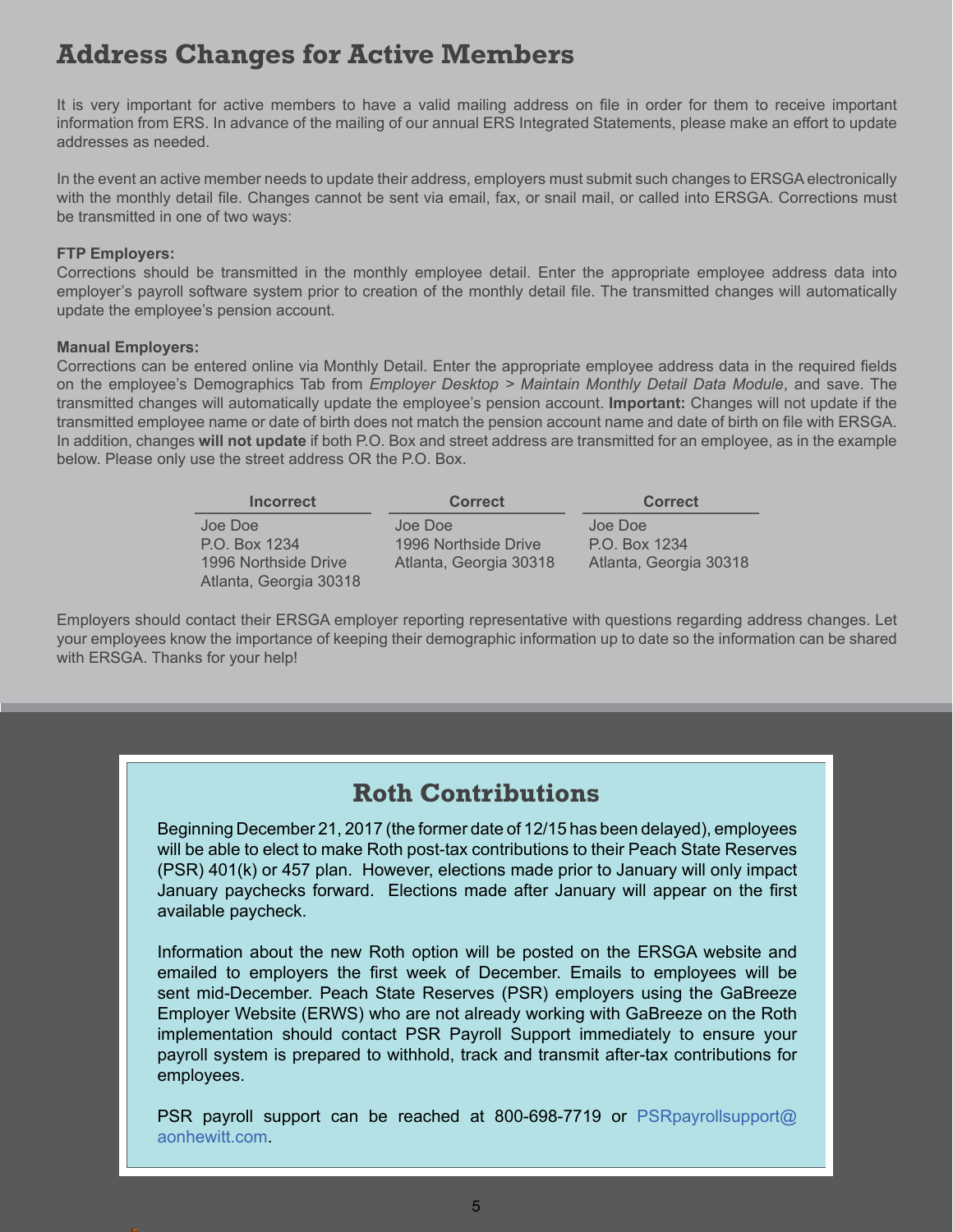# Address Changes for Active Members

It is very important for active members to have a valid mailing address on file in order for them to receive important information from ERS. In advance of the mailing of our annual ERS Integrated Statements, please make an effort to update addresses as needed.

In the event an active member needs to update their address, employers must submit such changes to ERSGA electronically with the monthly detail file. Changes cannot be sent via email, fax, or snail mail, or called into ERSGA. Corrections must be transmitted in one of two ways:

**FTP Employers:**
Corrections should be transmitted in the monthly employee detail. Enter the appropriate employee address data into employer's payroll software system prior to creation of the monthly detail file. The transmitted changes will automatically update the employee's pension account.

**Manual Employers:**
Corrections can be entered online via Monthly Detail. Enter the appropriate employee address data in the required fields on the employee's Demographics Tab from *Employer Desktop > Maintain Monthly Detail Data Module*, and save. The transmitted changes will automatically update the employee's pension account. **Important:** Changes will not update if the transmitted employee name or date of birth does not match the pension account name and date of birth on file with ERSGA. In addition, changes **will not update** if both P.O. Box and street address are transmitted for an employee, as in the example below. Please only use the street address OR the P.O. Box.

| Incorrect | Correct | Correct |
|---|---|---|
| Joe Doe<br>P.O. Box 1234<br>1996 Northside Drive<br>Atlanta, Georgia 30318 | Joe Doe<br>1996 Northside Drive<br>Atlanta, Georgia 30318 | Joe Doe<br>P.O. Box 1234<br>Atlanta, Georgia 30318 |

Employers should contact their ERSGA employer reporting representative with questions regarding address changes. Let your employees know the importance of keeping their demographic information up to date so the information can be shared with ERSGA. Thanks for your help!

## Roth Contributions

Beginning December 21, 2017 (the former date of 12/15 has been delayed), employees will be able to elect to make Roth post-tax contributions to their Peach State Reserves (PSR) 401(k) or 457 plan. However, elections made prior to January will only impact January paychecks forward. Elections made after January will appear on the first available paycheck.

Information about the new Roth option will be posted on the ERSGA website and emailed to employers the first week of December. Emails to employees will be sent mid-December. Peach State Reserves (PSR) employers using the GaBreeze Employer Website (ERWS) who are not already working with GaBreeze on the Roth implementation should contact PSR Payroll Support immediately to ensure your payroll system is prepared to withhold, track and transmit after-tax contributions for employees.

PSR payroll support can be reached at 800-698-7719 or PSRpayrollsupport@aonhewitt.com.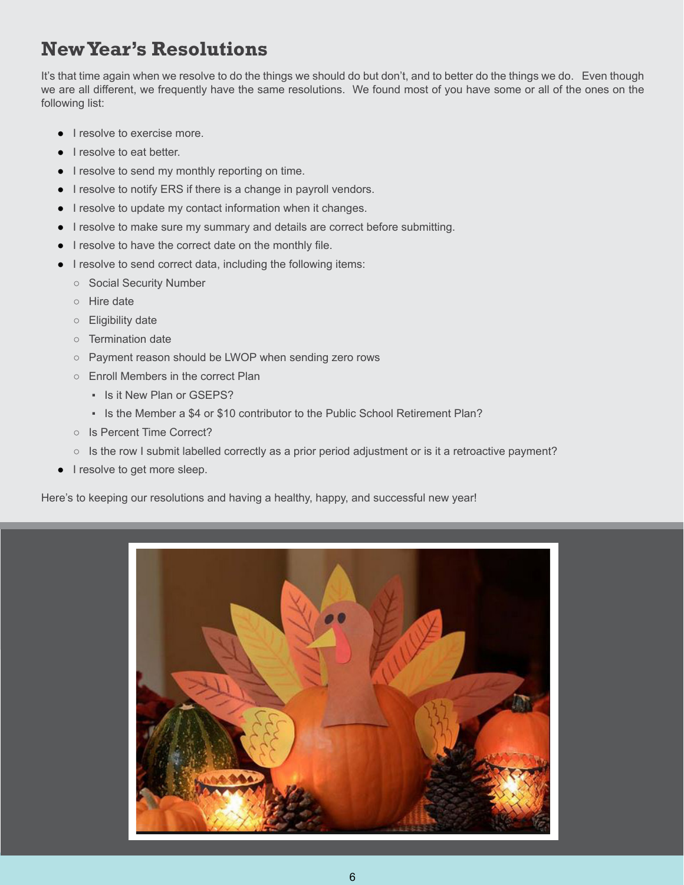## New Year's Resolutions

It's that time again when we resolve to do the things we should do but don't, and to better do the things we do. Even though we are all different, we frequently have the same resolutions. We found most of you have some or all of the ones on the following list:

- I resolve to exercise more.
- I resolve to eat better.
- I resolve to send my monthly reporting on time.
- I resolve to notify ERS if there is a change in payroll vendors.
- I resolve to update my contact information when it changes.
- I resolve to make sure my summary and details are correct before submitting.
- I resolve to have the correct date on the monthly file.
- I resolve to send correct data, including the following items:
  - Social Security Number
  - Hire date
  - Eligibility date
  - Termination date
  - Payment reason should be LWOP when sending zero rows
  - Enroll Members in the correct Plan
    - Is it New Plan or GSEPS?
    - Is the Member a $4 or $10 contributor to the Public School Retirement Plan?
  - Is Percent Time Correct?
  - Is the row I submit labelled correctly as a prior period adjustment or is it a retroactive payment?
- I resolve to get more sleep.

Here's to keeping our resolutions and having a healthy, happy, and successful new year!